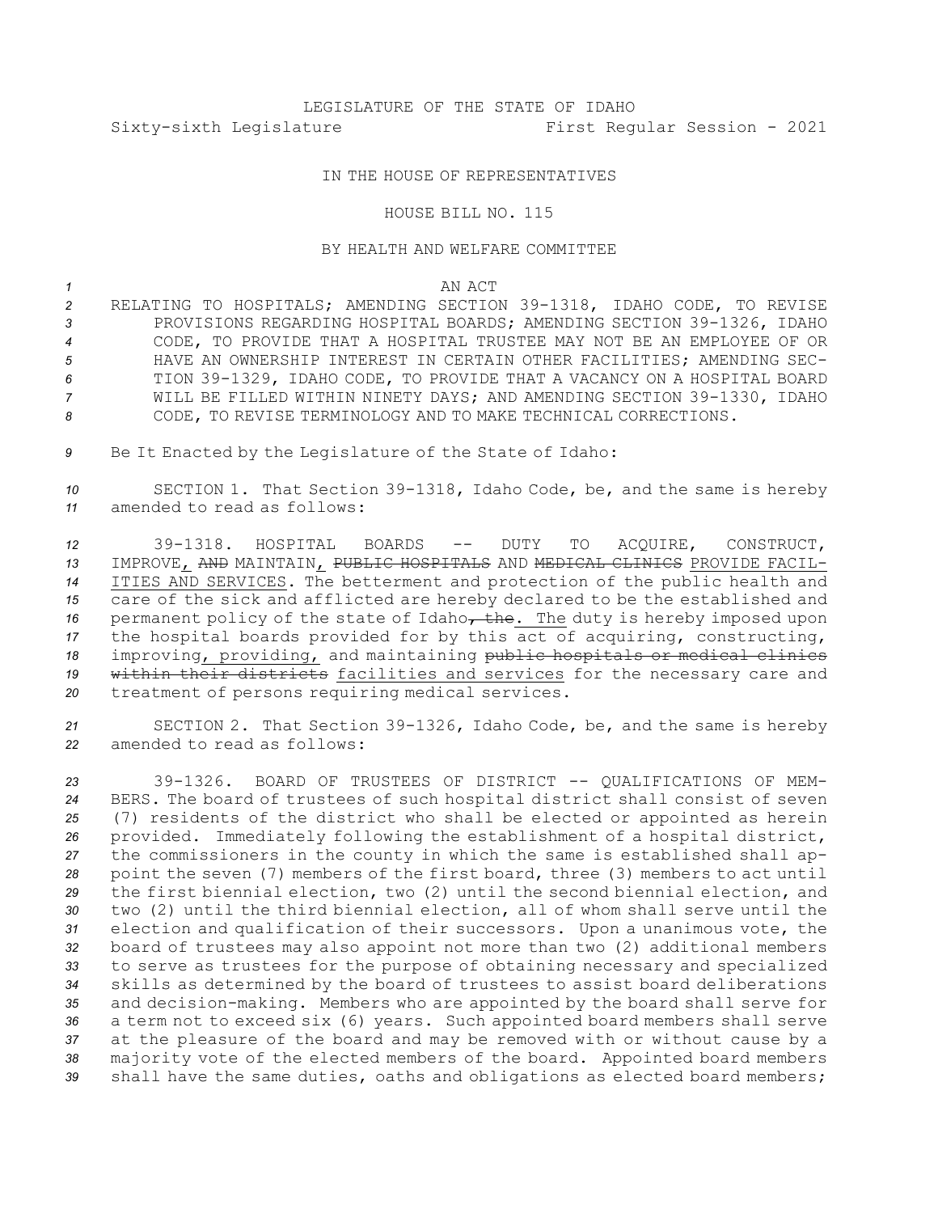LEGISLATURE OF THE STATE OF IDAHO

Sixty-sixth Legislature First Regular Session - 2021

IN THE HOUSE OF REPRESENTATIVES

HOUSE BILL NO. 115

BY HEALTH AND WELFARE COMMITTEE

AN ACT

RELATING TO HOSPITALS; AMENDING SECTION 39-1318, IDAHO CODE, TO REVISE PROVISIONS REGARDING HOSPITAL BOARDS; AMENDING SECTION 39-1326, IDAHO CODE, TO PROVIDE THAT A HOSPITAL TRUSTEE MAY NOT BE AN EMPLOYEE OF OR HAVE AN OWNERSHIP INTEREST IN CERTAIN OTHER FACILITIES; AMENDING SECTION 39-1329, IDAHO CODE, TO PROVIDE THAT A VACANCY ON A HOSPITAL BOARD WILL BE FILLED WITHIN NINETY DAYS; AND AMENDING SECTION 39-1330, IDAHO CODE, TO REVISE TERMINOLOGY AND TO MAKE TECHNICAL CORRECTIONS.

Be It Enacted by the Legislature of the State of Idaho:

SECTION 1. That Section 39-1318, Idaho Code, be, and the same is hereby amended to read as follows:

39-1318. HOSPITAL BOARDS -- DUTY TO ACQUIRE, CONSTRUCT, IMPROVE, ~~AND~~ MAINTAIN, ~~PUBLIC HOSPITALS~~ AND ~~MEDICAL CLINICS~~ PROVIDE FACILITIES AND SERVICES. The betterment and protection of the public health and care of the sick and afflicted are hereby declared to be the established and permanent policy of the state of Idaho~~, the~~. The duty is hereby imposed upon the hospital boards provided for by this act of acquiring, constructing, improving, providing, and maintaining ~~public hospitals or medical clinics within their districts~~ facilities and services for the necessary care and treatment of persons requiring medical services.

SECTION 2. That Section 39-1326, Idaho Code, be, and the same is hereby amended to read as follows:

39-1326. BOARD OF TRUSTEES OF DISTRICT -- QUALIFICATIONS OF MEMBERS. The board of trustees of such hospital district shall consist of seven (7) residents of the district who shall be elected or appointed as herein provided. Immediately following the establishment of a hospital district, the commissioners in the county in which the same is established shall appoint the seven (7) members of the first board, three (3) members to act until the first biennial election, two (2) until the second biennial election, and two (2) until the third biennial election, all of whom shall serve until the election and qualification of their successors. Upon a unanimous vote, the board of trustees may also appoint not more than two (2) additional members to serve as trustees for the purpose of obtaining necessary and specialized skills as determined by the board of trustees to assist board deliberations and decision-making. Members who are appointed by the board shall serve for a term not to exceed six (6) years. Such appointed board members shall serve at the pleasure of the board and may be removed with or without cause by a majority vote of the elected members of the board. Appointed board members shall have the same duties, oaths and obligations as elected board members;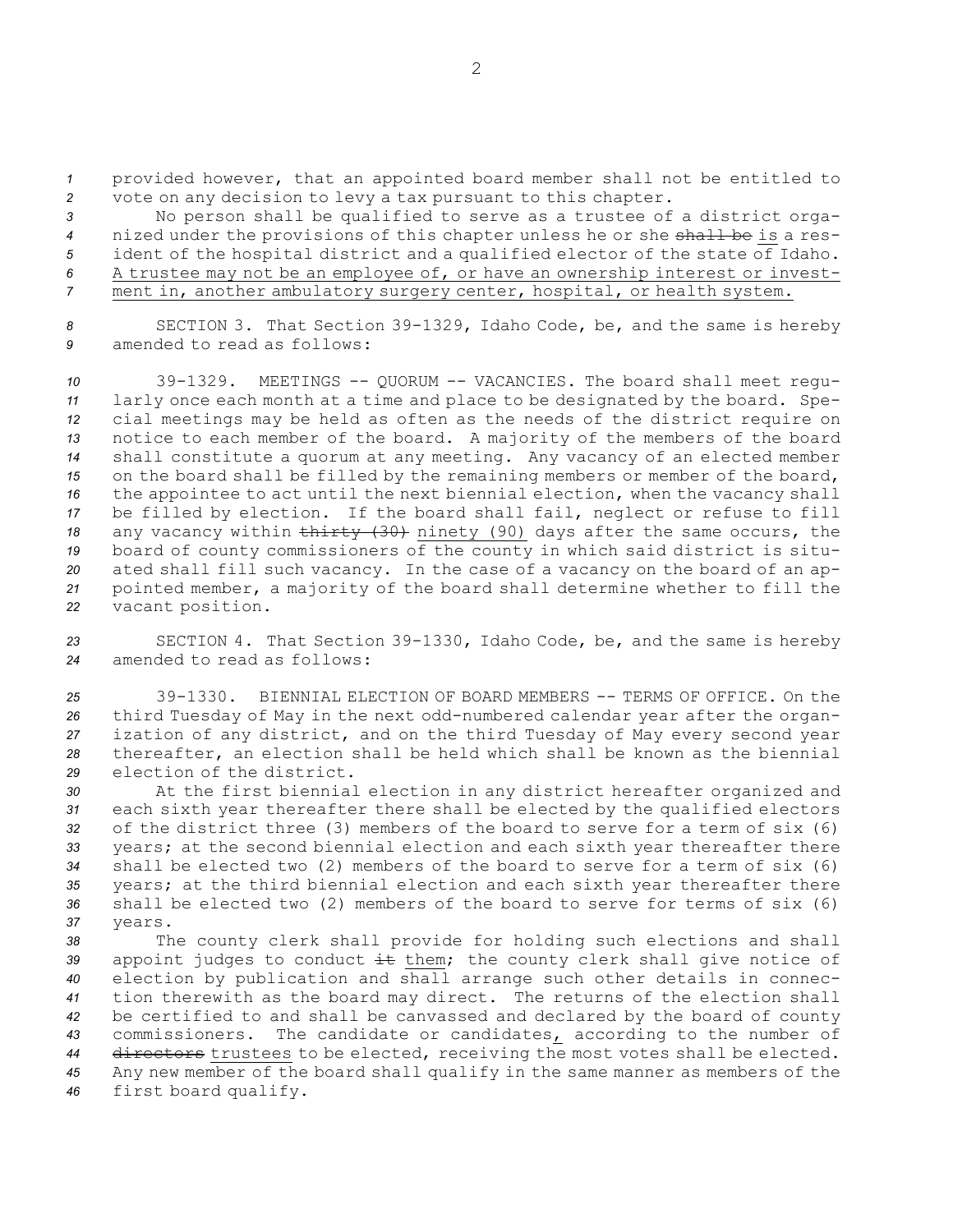provided however, that an appointed board member shall not be entitled to vote on any decision to levy a tax pursuant to this chapter.

No person shall be qualified to serve as a trustee of a district organized under the provisions of this chapter unless he or she ~~shall be~~ is a resident of the hospital district and a qualified elector of the state of Idaho. A trustee may not be an employee of, or have an ownership interest or investment in, another ambulatory surgery center, hospital, or health system.

SECTION 3. That Section 39-1329, Idaho Code, be, and the same is hereby amended to read as follows:

39-1329. MEETINGS -- QUORUM -- VACANCIES. The board shall meet regularly once each month at a time and place to be designated by the board. Special meetings may be held as often as the needs of the district require on notice to each member of the board. A majority of the members of the board shall constitute a quorum at any meeting. Any vacancy of an elected member on the board shall be filled by the remaining members or member of the board, the appointee to act until the next biennial election, when the vacancy shall be filled by election. If the board shall fail, neglect or refuse to fill any vacancy within ~~thirty (30)~~ ninety (90) days after the same occurs, the board of county commissioners of the county in which said district is situated shall fill such vacancy. In the case of a vacancy on the board of an appointed member, a majority of the board shall determine whether to fill the vacant position.

SECTION 4. That Section 39-1330, Idaho Code, be, and the same is hereby amended to read as follows:

39-1330. BIENNIAL ELECTION OF BOARD MEMBERS -- TERMS OF OFFICE. On the third Tuesday of May in the next odd-numbered calendar year after the organization of any district, and on the third Tuesday of May every second year thereafter, an election shall be held which shall be known as the biennial election of the district.

At the first biennial election in any district hereafter organized and each sixth year thereafter there shall be elected by the qualified electors of the district three (3) members of the board to serve for a term of six (6) years; at the second biennial election and each sixth year thereafter there shall be elected two (2) members of the board to serve for a term of six (6) years; at the third biennial election and each sixth year thereafter there shall be elected two (2) members of the board to serve for terms of six (6) years.

The county clerk shall provide for holding such elections and shall appoint judges to conduct ~~it~~ them; the county clerk shall give notice of election by publication and shall arrange such other details in connection therewith as the board may direct. The returns of the election shall be certified to and shall be canvassed and declared by the board of county commissioners. The candidate or candidates, according to the number of ~~directors~~ trustees to be elected, receiving the most votes shall be elected. Any new member of the board shall qualify in the same manner as members of the first board qualify.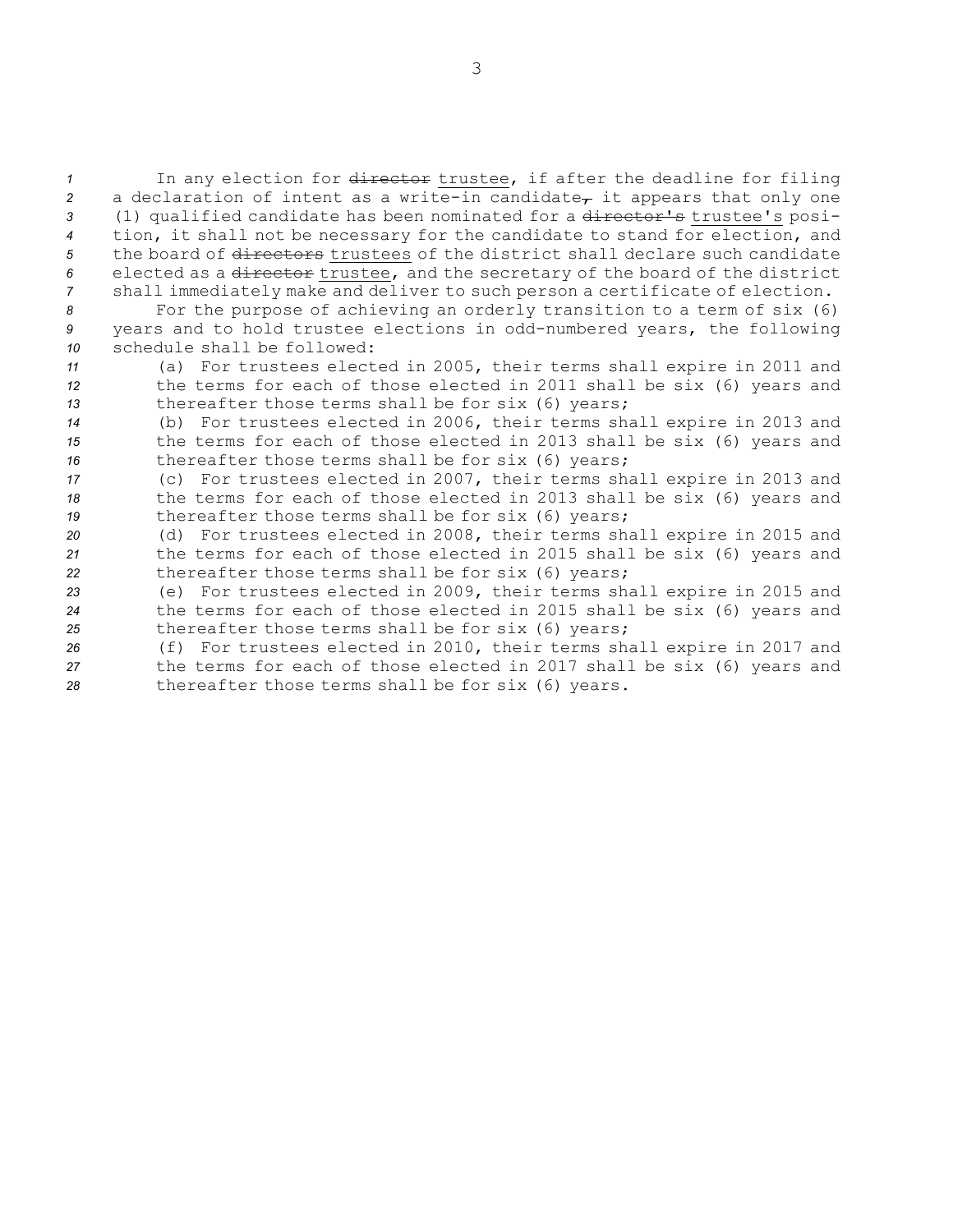In any election for ~~director~~ trustee, if after the deadline for filing a declaration of intent as a write-in candidate~~,~~ it appears that only one (1) qualified candidate has been nominated for a ~~director's~~ trustee's position, it shall not be necessary for the candidate to stand for election, and the board of ~~directors~~ trustees of the district shall declare such candidate elected as a ~~director~~ trustee, and the secretary of the board of the district shall immediately make and deliver to such person a certificate of election.

For the purpose of achieving an orderly transition to a term of six (6) years and to hold trustee elections in odd-numbered years, the following schedule shall be followed:

(a) For trustees elected in 2005, their terms shall expire in 2011 and the terms for each of those elected in 2011 shall be six (6) years and thereafter those terms shall be for six (6) years;

(b) For trustees elected in 2006, their terms shall expire in 2013 and the terms for each of those elected in 2013 shall be six (6) years and thereafter those terms shall be for six (6) years;

(c) For trustees elected in 2007, their terms shall expire in 2013 and the terms for each of those elected in 2013 shall be six (6) years and thereafter those terms shall be for six (6) years;

(d) For trustees elected in 2008, their terms shall expire in 2015 and the terms for each of those elected in 2015 shall be six (6) years and thereafter those terms shall be for six (6) years;

(e) For trustees elected in 2009, their terms shall expire in 2015 and the terms for each of those elected in 2015 shall be six (6) years and thereafter those terms shall be for six (6) years;

(f) For trustees elected in 2010, their terms shall expire in 2017 and the terms for each of those elected in 2017 shall be six (6) years and thereafter those terms shall be for six (6) years.